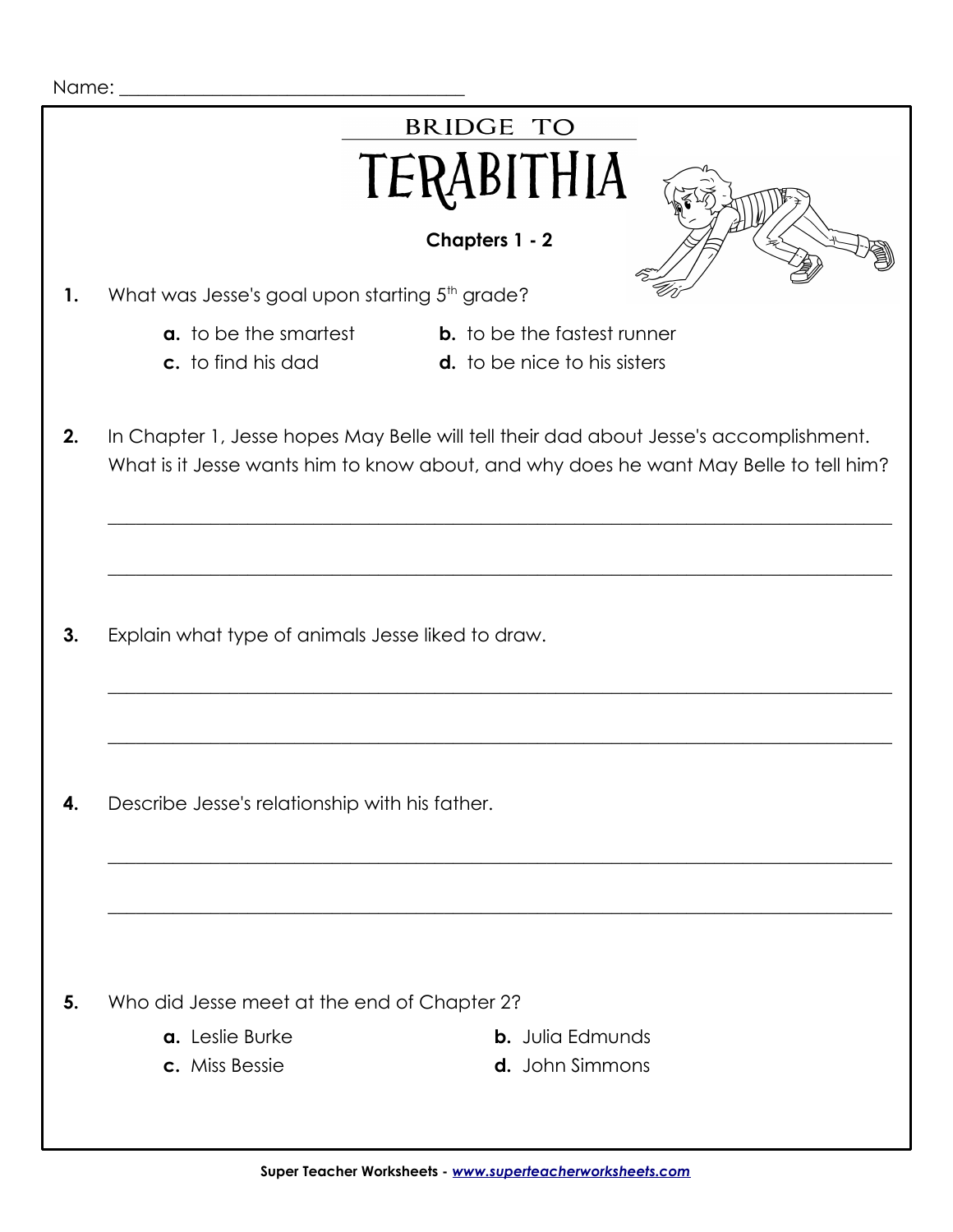Name: ____________________________________

# BRIDGE TO TERABITHIA

**Chapters 1 - 2**

**1.** What was Jesse's goal upon starting 5th grade?

**a.** to be the smartest
**b.** to be the fastest runner
**c.** to find his dad
**d.** to be nice to his sisters

**2.** In Chapter 1, Jesse hopes May Belle will tell their dad about Jesse's accomplishment. What is it Jesse wants him to know about, and why does he want May Belle to tell him?

_______________________________________________________________________________

_______________________________________________________________________________

**3.** Explain what type of animals Jesse liked to draw.

_______________________________________________________________________________

_______________________________________________________________________________

**4.** Describe Jesse's relationship with his father.

_______________________________________________________________________________

_______________________________________________________________________________

**5.** Who did Jesse meet at the end of Chapter 2?

**a.** Leslie Burke
**b.** Julia Edmunds
**c.** Miss Bessie
**d.** John Simmons

Super Teacher Worksheets - www.superteacherworksheets.com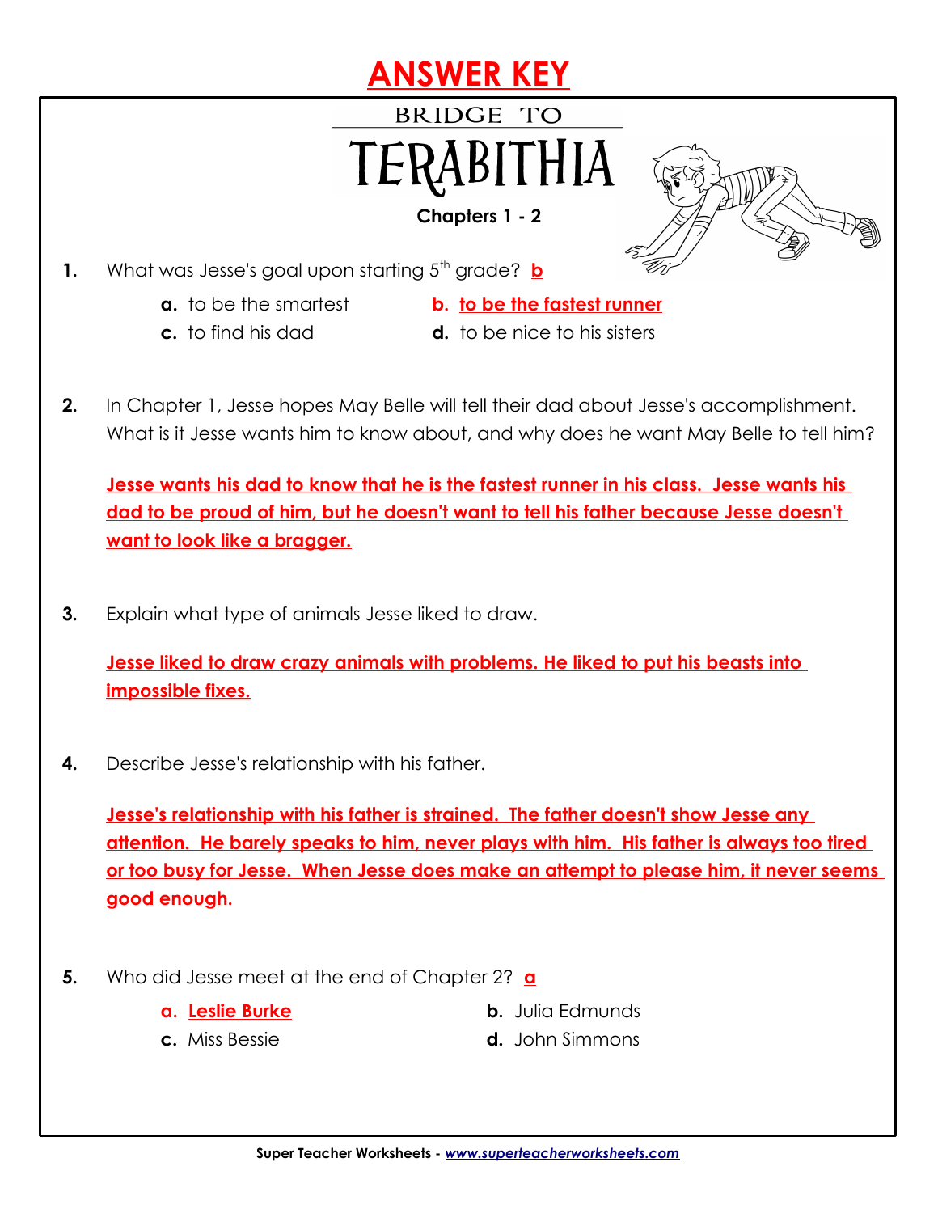# ANSWER KEY

## BRIDGE TO TERABITHIA

### Chapters 1 - 2

**1.** What was Jesse's goal upon starting 5th grade? **b**

- **a.** to be the smartest
- **b.** **to be the fastest runner**
- **c.** to find his dad
- **d.** to be nice to his sisters

**2.** In Chapter 1, Jesse hopes May Belle will tell their dad about Jesse's accomplishment. What is it Jesse wants him to know about, and why does he want May Belle to tell him?

**Jesse wants his dad to know that he is the fastest runner in his class. Jesse wants his dad to be proud of him, but he doesn't want to tell his father because Jesse doesn't want to look like a bragger.**

**3.** Explain what type of animals Jesse liked to draw.

**Jesse liked to draw crazy animals with problems. He liked to put his beasts into impossible fixes.**

**4.** Describe Jesse's relationship with his father.

**Jesse's relationship with his father is strained. The father doesn't show Jesse any attention. He barely speaks to him, never plays with him. His father is always too tired or too busy for Jesse. When Jesse does make an attempt to please him, it never seems good enough.**

**5.** Who did Jesse meet at the end of Chapter 2? **a**

- **a.** **Leslie Burke**
- **b.** Julia Edmunds
- **c.** Miss Bessie
- **d.** John Simmons